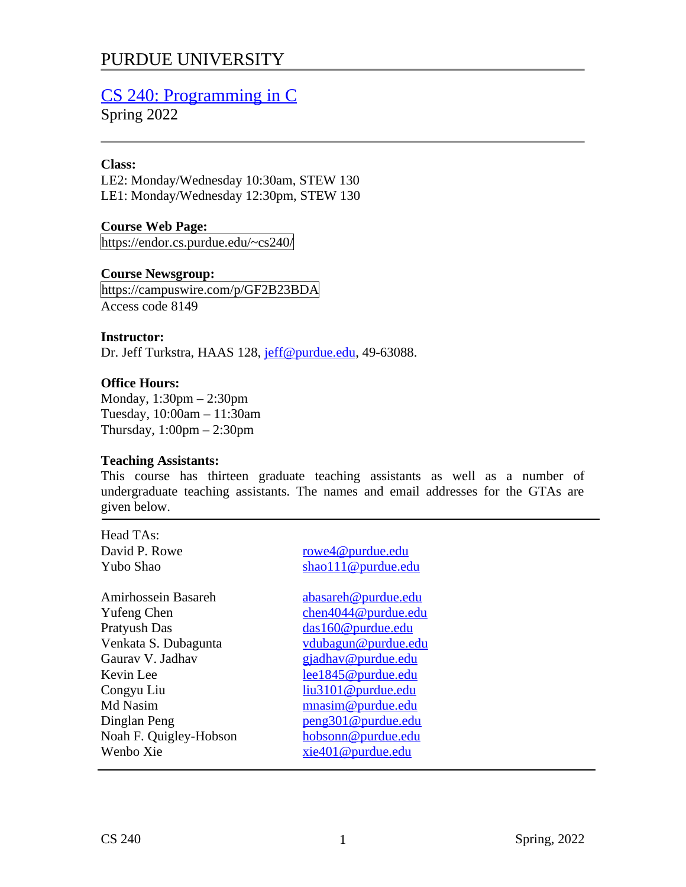# PURDUE UNIVERSITY

## CS 240: Programming in C

Spring 2022

**Class:**
LE2: Monday/Wednesday 10:30am, STEW 130
LE1: Monday/Wednesday 12:30pm, STEW 130

**Course Web Page:**
https://endor.cs.purdue.edu/~cs240/

**Course Newsgroup:**
https://campuswire.com/p/GF2B23BDA
Access code 8149

**Instructor:**
Dr. Jeff Turkstra, HAAS 128, jeff@purdue.edu, 49-63088.

**Office Hours:**
Monday, 1:30pm – 2:30pm
Tuesday, 10:00am – 11:30am
Thursday, 1:00pm – 2:30pm

**Teaching Assistants:**
This course has thirteen graduate teaching assistants as well as a number of undergraduate teaching assistants. The names and email addresses for the GTAs are given below.

| Name | Email |
|---|---|
| Head TAs: | |
| David P. Rowe | rowe4@purdue.edu |
| Yubo Shao | shao111@purdue.edu |
| | |
| Amirhossein Basareh | abasareh@purdue.edu |
| Yufeng Chen | chen4044@purdue.edu |
| Pratyush Das | das160@purdue.edu |
| Venkata S. Dubagunta | vdubagun@purdue.edu |
| Gaurav V. Jadhav | gjadhav@purdue.edu |
| Kevin Lee | lee1845@purdue.edu |
| Congyu Liu | liu3101@purdue.edu |
| Md Nasim | mnasim@purdue.edu |
| Dinglan Peng | peng301@purdue.edu |
| Noah F. Quigley-Hobson | hobsonn@purdue.edu |
| Wenbo Xie | xie401@purdue.edu |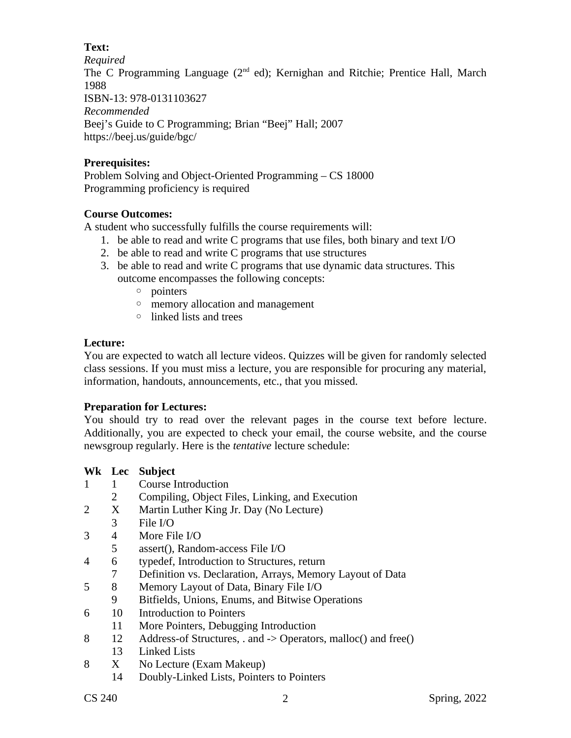**Text:**

*Required*

The C Programming Language (2nd ed); Kernighan and Ritchie; Prentice Hall, March 1988

ISBN-13: 978-0131103627

*Recommended*

Beej's Guide to C Programming; Brian "Beej" Hall; 2007

https://beej.us/guide/bgc/

**Prerequisites:**

Problem Solving and Object-Oriented Programming – CS 18000

Programming proficiency is required

**Course Outcomes:**

A student who successfully fulfills the course requirements will:

1. be able to read and write C programs that use files, both binary and text I/O
2. be able to read and write C programs that use structures
3. be able to read and write C programs that use dynamic data structures. This outcome encompasses the following concepts:
    - pointers
    - memory allocation and management
    - linked lists and trees

**Lecture:**

You are expected to watch all lecture videos. Quizzes will be given for randomly selected class sessions. If you must miss a lecture, you are responsible for procuring any material, information, handouts, announcements, etc., that you missed.

**Preparation for Lectures:**

You should try to read over the relevant pages in the course text before lecture. Additionally, you are expected to check your email, the course website, and the course newsgroup regularly. Here is the *tentative* lecture schedule:

| Wk | Lec | Subject |
|---|---|---|
| 1 | 1 | Course Introduction |
| | 2 | Compiling, Object Files, Linking, and Execution |
| 2 | X | Martin Luther King Jr. Day (No Lecture) |
| | 3 | File I/O |
| 3 | 4 | More File I/O |
| | 5 | assert(), Random-access File I/O |
| 4 | 6 | typedef, Introduction to Structures, return |
| | 7 | Definition vs. Declaration, Arrays, Memory Layout of Data |
| 5 | 8 | Memory Layout of Data, Binary File I/O |
| | 9 | Bitfields, Unions, Enums, and Bitwise Operations |
| 6 | 10 | Introduction to Pointers |
| | 11 | More Pointers, Debugging Introduction |
| 8 | 12 | Address-of Structures, . and -> Operators, malloc() and free() |
| | 13 | Linked Lists |
| 8 | X | No Lecture (Exam Makeup) |
| | 14 | Doubly-Linked Lists, Pointers to Pointers |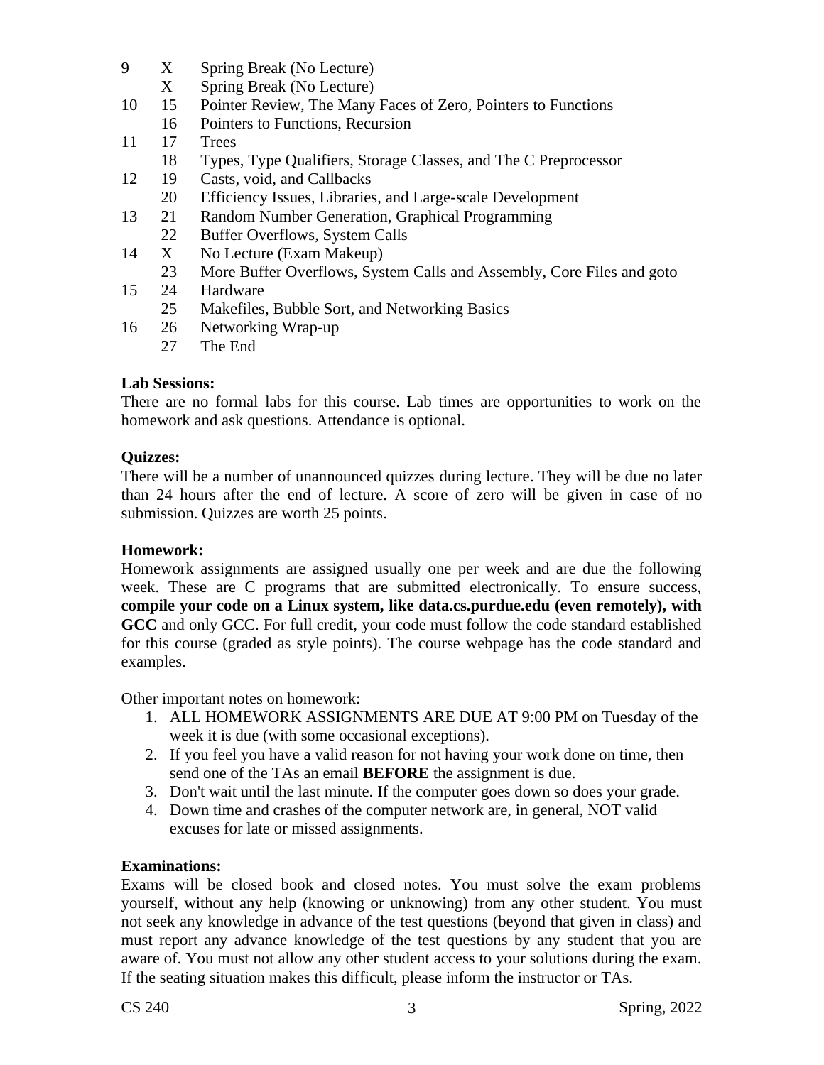| Week | Lecture | Topic |
|---|---|---|
| 9 | X | Spring Break (No Lecture) |
| | X | Spring Break (No Lecture) |
| 10 | 15 | Pointer Review, The Many Faces of Zero, Pointers to Functions |
| | 16 | Pointers to Functions, Recursion |
| 11 | 17 | Trees |
| | 18 | Types, Type Qualifiers, Storage Classes, and The C Preprocessor |
| 12 | 19 | Casts, void, and Callbacks |
| | 20 | Efficiency Issues, Libraries, and Large-scale Development |
| 13 | 21 | Random Number Generation, Graphical Programming |
| | 22 | Buffer Overflows, System Calls |
| 14 | X | No Lecture (Exam Makeup) |
| | 23 | More Buffer Overflows, System Calls and Assembly, Core Files and goto |
| 15 | 24 | Hardware |
| | 25 | Makefiles, Bubble Sort, and Networking Basics |
| 16 | 26 | Networking Wrap-up |
| | 27 | The End |

**Lab Sessions:**
There are no formal labs for this course. Lab times are opportunities to work on the homework and ask questions. Attendance is optional.

**Quizzes:**
There will be a number of unannounced quizzes during lecture. They will be due no later than 24 hours after the end of lecture. A score of zero will be given in case of no submission. Quizzes are worth 25 points.

**Homework:**
Homework assignments are assigned usually one per week and are due the following week. These are C programs that are submitted electronically. To ensure success, **compile your code on a Linux system, like data.cs.purdue.edu (even remotely), with GCC** and only GCC. For full credit, your code must follow the code standard established for this course (graded as style points). The course webpage has the code standard and examples.

Other important notes on homework:

1. ALL HOMEWORK ASSIGNMENTS ARE DUE AT 9:00 PM on Tuesday of the week it is due (with some occasional exceptions).
2. If you feel you have a valid reason for not having your work done on time, then send one of the TAs an email **BEFORE** the assignment is due.
3. Don't wait until the last minute. If the computer goes down so does your grade.
4. Down time and crashes of the computer network are, in general, NOT valid excuses for late or missed assignments.

**Examinations:**
Exams will be closed book and closed notes. You must solve the exam problems yourself, without any help (knowing or unknowing) from any other student. You must not seek any knowledge in advance of the test questions (beyond that given in class) and must report any advance knowledge of the test questions by any student that you are aware of. You must not allow any other student access to your solutions during the exam. If the seating situation makes this difficult, please inform the instructor or TAs.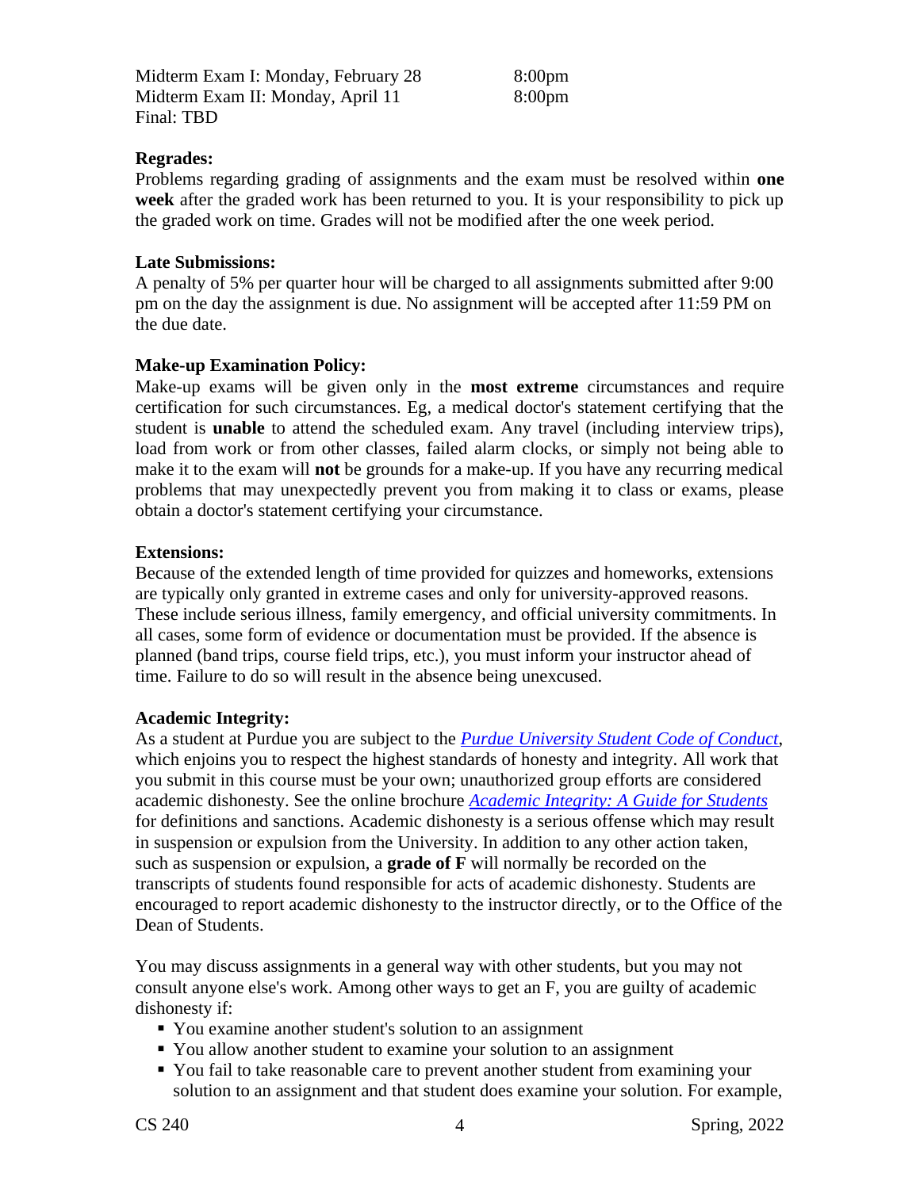Midterm Exam I: Monday, February 28 8:00pm
Midterm Exam II: Monday, April 11 8:00pm
Final: TBD

**Regrades:**
Problems regarding grading of assignments and the exam must be resolved within **one week** after the graded work has been returned to you. It is your responsibility to pick up the graded work on time. Grades will not be modified after the one week period.

**Late Submissions:**
A penalty of 5% per quarter hour will be charged to all assignments submitted after 9:00 pm on the day the assignment is due. No assignment will be accepted after 11:59 PM on the due date.

**Make-up Examination Policy:**
Make-up exams will be given only in the **most extreme** circumstances and require certification for such circumstances. Eg, a medical doctor's statement certifying that the student is **unable** to attend the scheduled exam. Any travel (including interview trips), load from work or from other classes, failed alarm clocks, or simply not being able to make it to the exam will **not** be grounds for a make-up. If you have any recurring medical problems that may unexpectedly prevent you from making it to class or exams, please obtain a doctor's statement certifying your circumstance.

**Extensions:**
Because of the extended length of time provided for quizzes and homeworks, extensions are typically only granted in extreme cases and only for university-approved reasons. These include serious illness, family emergency, and official university commitments. In all cases, some form of evidence or documentation must be provided. If the absence is planned (band trips, course field trips, etc.), you must inform your instructor ahead of time. Failure to do so will result in the absence being unexcused.

**Academic Integrity:**
As a student at Purdue you are subject to the *Purdue University Student Code of Conduct*, which enjoins you to respect the highest standards of honesty and integrity. All work that you submit in this course must be your own; unauthorized group efforts are considered academic dishonesty. See the online brochure *Academic Integrity: A Guide for Students* for definitions and sanctions. Academic dishonesty is a serious offense which may result in suspension or expulsion from the University. In addition to any other action taken, such as suspension or expulsion, a **grade of F** will normally be recorded on the transcripts of students found responsible for acts of academic dishonesty. Students are encouraged to report academic dishonesty to the instructor directly, or to the Office of the Dean of Students.

You may discuss assignments in a general way with other students, but you may not consult anyone else's work. Among other ways to get an F, you are guilty of academic dishonesty if:

- You examine another student's solution to an assignment
- You allow another student to examine your solution to an assignment
- You fail to take reasonable care to prevent another student from examining your solution to an assignment and that student does examine your solution. For example,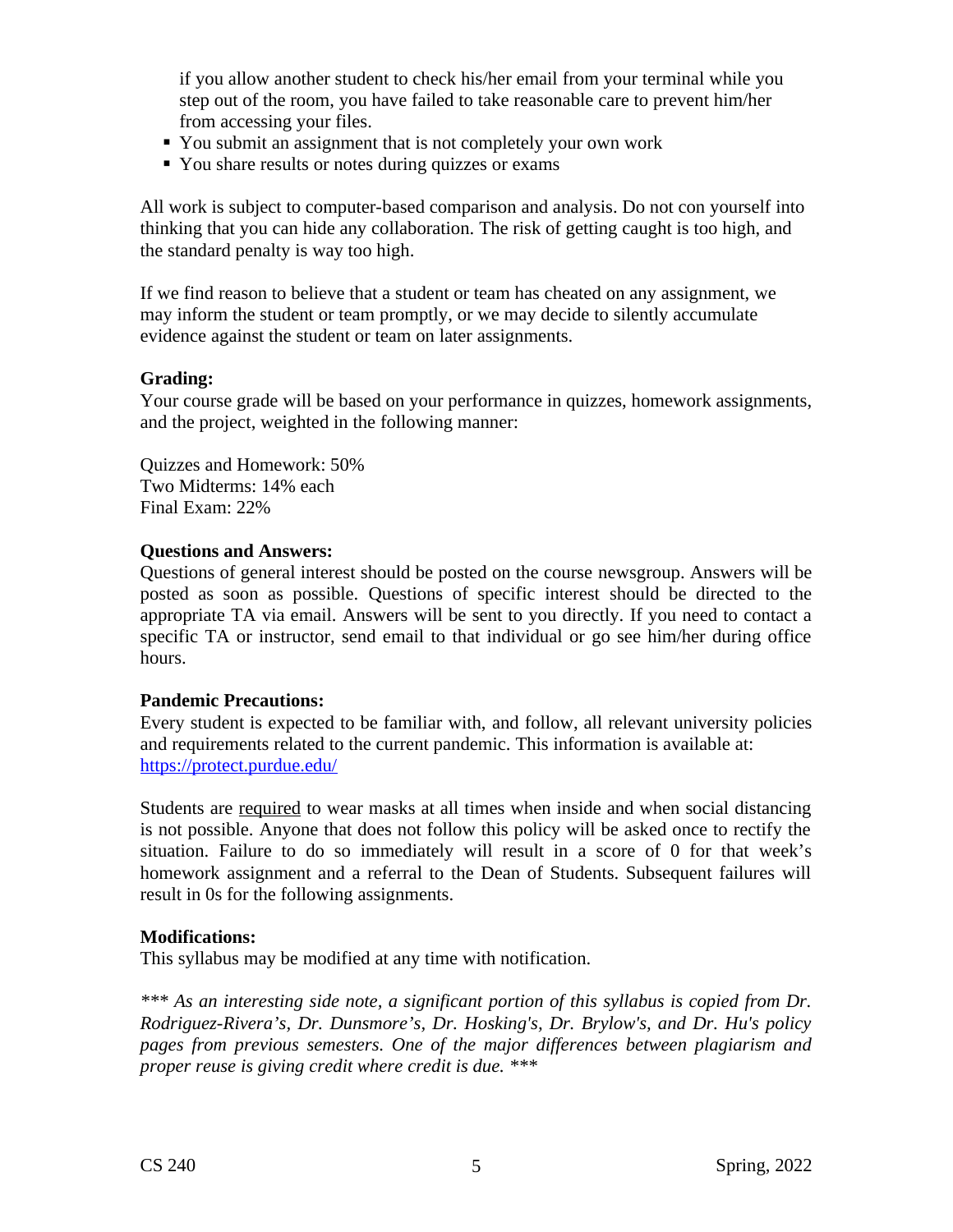if you allow another student to check his/her email from your terminal while you step out of the room, you have failed to take reasonable care to prevent him/her from accessing your files.

- You submit an assignment that is not completely your own work
- You share results or notes during quizzes or exams

All work is subject to computer-based comparison and analysis. Do not con yourself into thinking that you can hide any collaboration. The risk of getting caught is too high, and the standard penalty is way too high.

If we find reason to believe that a student or team has cheated on any assignment, we may inform the student or team promptly, or we may decide to silently accumulate evidence against the student or team on later assignments.

**Grading:**
Your course grade will be based on your performance in quizzes, homework assignments, and the project, weighted in the following manner:

Quizzes and Homework: 50%
Two Midterms: 14% each
Final Exam: 22%

**Questions and Answers:**
Questions of general interest should be posted on the course newsgroup. Answers will be posted as soon as possible. Questions of specific interest should be directed to the appropriate TA via email. Answers will be sent to you directly. If you need to contact a specific TA or instructor, send email to that individual or go see him/her during office hours.

**Pandemic Precautions:**
Every student is expected to be familiar with, and follow, all relevant university policies and requirements related to the current pandemic. This information is available at: [https://protect.purdue.edu/](https://protect.purdue.edu/)

Students are <u>required</u> to wear masks at all times when inside and when social distancing is not possible. Anyone that does not follow this policy will be asked once to rectify the situation. Failure to do so immediately will result in a score of 0 for that week's homework assignment and a referral to the Dean of Students. Subsequent failures will result in 0s for the following assignments.

**Modifications:**
This syllabus may be modified at any time with notification.

*\*\*\* As an interesting side note, a significant portion of this syllabus is copied from Dr. Rodriguez-Rivera's, Dr. Dunsmore's, Dr. Hosking's, Dr. Brylow's, and Dr. Hu's policy pages from previous semesters. One of the major differences between plagiarism and proper reuse is giving credit where credit is due. \*\*\**